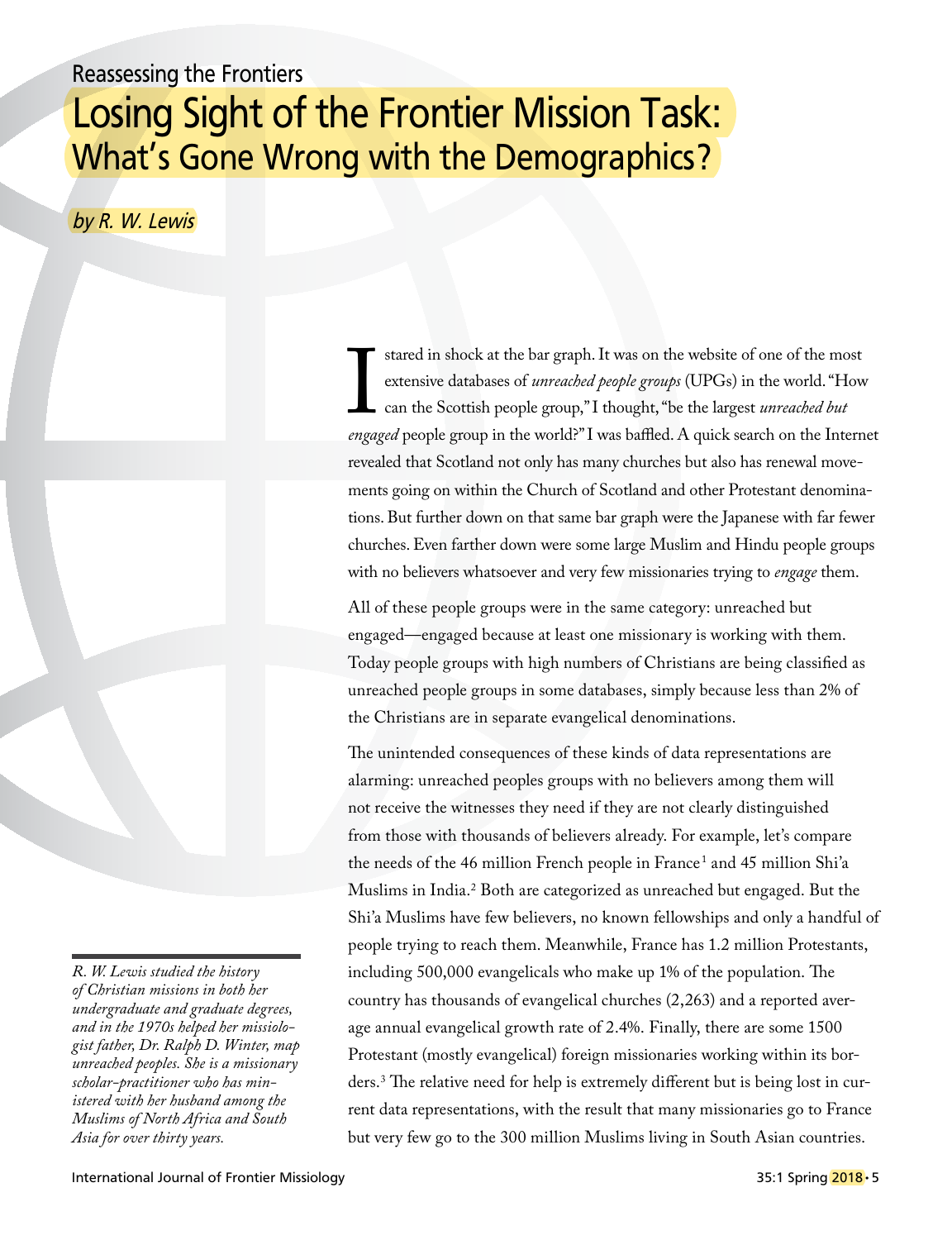Reassessing the Frontiers

# Losing Sight of the Frontier Mission Task: What's Gone Wrong with the Demographics?

*by R. W. Lewis*

*R. W. Lewis studied the history of Christian missions in both her undergraduate and graduate degrees, and in the 1970s helped her missiologist father, Dr. Ralph D. Winter, map unreached peoples. She is a missionary scholar-practitioner who has ministered with her husband among the Muslims of North Africa and South Asia for over thirty years.*

I stared in shock at the bar graph. It was on the website of one of the most extensive databases of *unreached people groups* (UPGs) in the world. "How can the Scottish people group," I thought, "be the largest *unreached but engaged* people group in the world?" I was baffled. A quick search on the Internet revealed that Scotland not only has many churches but also has renewal movements going on within the Church of Scotland and other Protestant denominations. But further down on that same bar graph were the Japanese with far fewer churches. Even farther down were some large Muslim and Hindu people groups with no believers whatsoever and very few missionaries trying to *engage* them.

All of these people groups were in the same category: unreached but engaged—engaged because at least one missionary is working with them. Today people groups with high numbers of Christians are being classified as unreached people groups in some databases, simply because less than 2% of the Christians are in separate evangelical denominations.

The unintended consequences of these kinds of data representations are alarming: unreached peoples groups with no believers among them will not receive the witnesses they need if they are not clearly distinguished from those with thousands of believers already. For example, let's compare the needs of the 46 million French people in France[1] and 45 million Shi'a Muslims in India.[2] Both are categorized as unreached but engaged. But the Shi'a Muslims have few believers, no known fellowships and only a handful of people trying to reach them. Meanwhile, France has 1.2 million Protestants, including 500,000 evangelicals who make up 1% of the population. The country has thousands of evangelical churches (2,263) and a reported average annual evangelical growth rate of 2.4%. Finally, there are some 1500 Protestant (mostly evangelical) foreign missionaries working within its borders.[3] The relative need for help is extremely different but is being lost in current data representations, with the result that many missionaries go to France but very few go to the 300 million Muslims living in South Asian countries.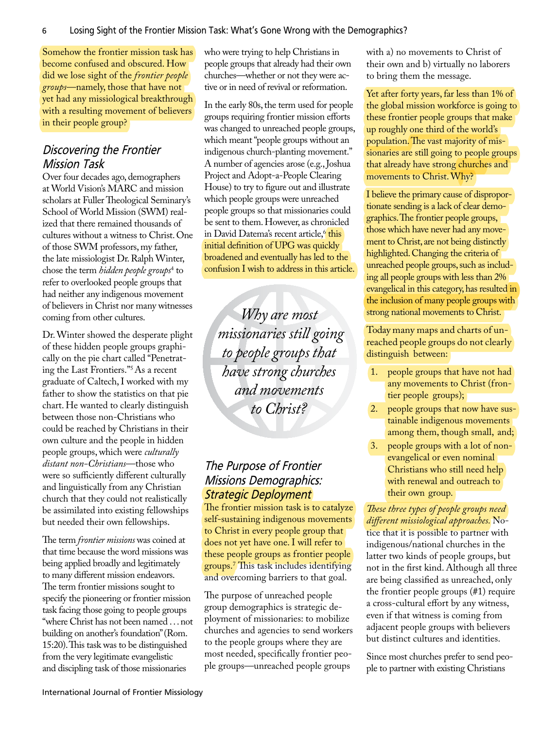Somehow the frontier mission task has become confused and obscured. How did we lose sight of the *frontier people groups*—namely, those that have not yet had any missiological breakthrough with a resulting movement of believers in their people group?

## Discovering the Frontier Mission Task

Over four decades ago, demographers at World Vision's MARC and mission scholars at Fuller Theological Seminary's School of World Mission (SWM) realized that there remained thousands of cultures without a witness to Christ. One of those SWM professors, my father, the late missiologist Dr. Ralph Winter, chose the term *hidden people groups*[4] to refer to overlooked people groups that had neither any indigenous movement of believers in Christ nor many witnesses coming from other cultures.

Dr. Winter showed the desperate plight of these hidden people groups graphically on the pie chart called "Penetrating the Last Frontiers."[5] As a recent graduate of Caltech, I worked with my father to show the statistics on that pie chart. He wanted to clearly distinguish between those non-Christians who could be reached by Christians in their own culture and the people in hidden people groups, which were *culturally distant non-Christians*—those who were so sufficiently different culturally and linguistically from any Christian church that they could not realistically be assimilated into existing fellowships but needed their own fellowships.

The term *frontier missions* was coined at that time because the word missions was being applied broadly and legitimately to many different mission endeavors. The term frontier missions sought to specify the pioneering or frontier mission task facing those going to people groups "where Christ has not been named . . . not building on another's foundation" (Rom. 15:20). This task was to be distinguished from the very legitimate evangelistic and discipling task of those missionaries who were trying to help Christians in people groups that already had their own churches—whether or not they were active or in need of revival or reformation.

In the early 80s, the term used for people groups requiring frontier mission efforts was changed to unreached people groups, which meant "people groups without an indigenous church-planting movement." A number of agencies arose (e.g., Joshua Project and Adopt-a-People Clearing House) to try to figure out and illustrate which people groups were unreached people groups so that missionaries could be sent to them. However, as chronicled in David Datema's recent article,[6] this initial definition of UPG was quickly broadened and eventually has led to the confusion I wish to address in this article.

*Why are most missionaries still going to people groups that have strong churches and movements to Christ?*

## The Purpose of Frontier Missions Demographics: Strategic Deployment

The frontier mission task is to catalyze self-sustaining indigenous movements to Christ in every people group that does not yet have one. I will refer to these people groups as frontier people groups.[7] This task includes identifying and overcoming barriers to that goal.

The purpose of unreached people group demographics is strategic deployment of missionaries: to mobilize churches and agencies to send workers to the people groups where they are most needed, specifically frontier people groups—unreached people groups with a) no movements to Christ of their own and b) virtually no laborers to bring them the message.

Yet after forty years, far less than 1% of the global mission workforce is going to these frontier people groups that make up roughly one third of the world's population. The vast majority of missionaries are still going to people groups that already have strong churches and movements to Christ. Why?

I believe the primary cause of disproportionate sending is a lack of clear demographics. The frontier people groups, those which have never had any movement to Christ, are not being distinctly highlighted. Changing the criteria of unreached people groups, such as including all people groups with less than 2% evangelical in this category, has resulted in the inclusion of many people groups with strong national movements to Christ.

Today many maps and charts of unreached people groups do not clearly distinguish between:

1. people groups that have not had any movements to Christ (frontier people groups);
2. people groups that now have sustainable indigenous movements among them, though small, and;
3. people groups with a lot of non-evangelical or even nominal Christians who still need help with renewal and outreach to their own group.

*These three types of people groups need different missiological approaches.* Notice that it is possible to partner with indigenous/national churches in the latter two kinds of people groups, but not in the first kind. Although all three are being classified as unreached, only the frontier people groups (#1) require a cross-cultural effort by any witness, even if that witness is coming from adjacent people groups with believers but distinct cultures and identities.

Since most churches prefer to send people to partner with existing Christians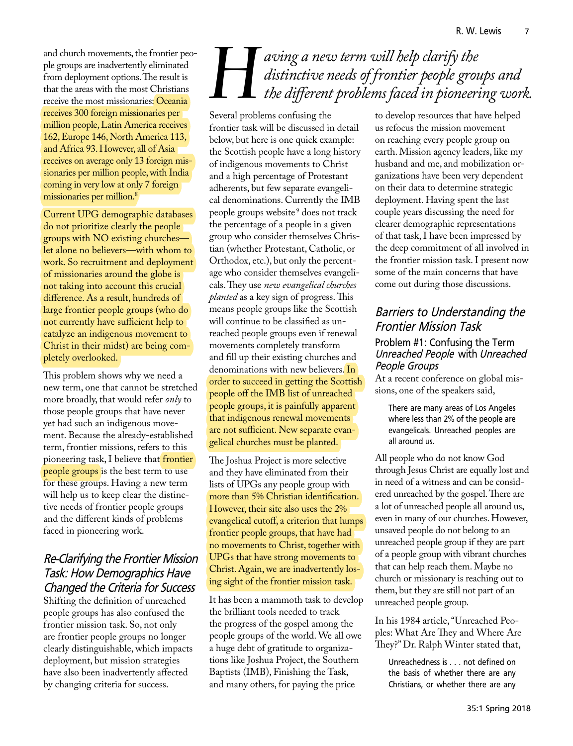and church movements, the frontier people groups are inadvertently eliminated from deployment options. The result is that the areas with the most Christians receive the most missionaries: Oceania receives 300 foreign missionaries per million people, Latin America receives 162, Europe 146, North America 113, and Africa 93. However, all of Asia receives on average only 13 foreign missionaries per million people, with India coming in very low at only 7 foreign missionaries per million.[8]

Current UPG demographic databases do not prioritize clearly the people groups with NO existing churches—let alone no believers—with whom to work. So recruitment and deployment of missionaries around the globe is not taking into account this crucial difference. As a result, hundreds of large frontier people groups (who do not currently have sufficient help to catalyze an indigenous movement to Christ in their midst) are being completely overlooked.

This problem shows why we need a new term, one that cannot be stretched more broadly, that would refer *only* to those people groups that have never yet had such an indigenous movement. Because the already-established term, frontier missions, refers to this pioneering task, I believe that frontier people groups is the best term to use for these groups. Having a new term will help us to keep clear the distinctive needs of frontier people groups and the different kinds of problems faced in pioneering work.

## Re-Clarifying the Frontier Mission Task: How Demographics Have Changed the Criteria for Success

Shifting the definition of unreached people groups has also confused the frontier mission task. So, not only are frontier people groups no longer clearly distinguishable, which impacts deployment, but mission strategies have also been inadvertently affected by changing criteria for success.

> *Having a new term will help clarify the distinctive needs of frontier people groups and the different problems faced in pioneering work.*

Several problems confusing the frontier task will be discussed in detail below, but here is one quick example: the Scottish people have a long history of indigenous movements to Christ and a high percentage of Protestant adherents, but few separate evangelical denominations. Currently the IMB people groups website[9] does not track the percentage of a people in a given group who consider themselves Christian (whether Protestant, Catholic, or Orthodox, etc.), but only the percentage who consider themselves evangelicals. They use *new evangelical churches planted* as a key sign of progress. This means people groups like the Scottish will continue to be classified as unreached people groups even if renewal movements completely transform and fill up their existing churches and denominations with new believers. In order to succeed in getting the Scottish people off the IMB list of unreached people groups, it is painfully apparent that indigenous renewal movements are not sufficient. New separate evangelical churches must be planted.

The Joshua Project is more selective and they have eliminated from their lists of UPGs any people group with more than 5% Christian identification. However, their site also uses the 2% evangelical cutoff, a criterion that lumps frontier people groups, that have had no movements to Christ, together with UPGs that have strong movements to Christ. Again, we are inadvertently losing sight of the frontier mission task.

It has been a mammoth task to develop the brilliant tools needed to track the progress of the gospel among the people groups of the world. We all owe a huge debt of gratitude to organizations like Joshua Project, the Southern Baptists (IMB), Finishing the Task, and many others, for paying the price to develop resources that have helped us refocus the mission movement on reaching every people group on earth. Mission agency leaders, like my husband and me, and mobilization organizations have been very dependent on their data to determine strategic deployment. Having spent the last couple years discussing the need for clearer demographic representations of that task, I have been impressed by the deep commitment of all involved in the frontier mission task. I present now some of the main concerns that have come out during those discussions.

## Barriers to Understanding the Frontier Mission Task

### Problem #1: Confusing the Term *Unreached People* with *Unreached People Groups*

At a recent conference on global missions, one of the speakers said,

> There are many areas of Los Angeles where less than 2% of the people are evangelicals. Unreached peoples are all around us.

All people who do not know God through Jesus Christ are equally lost and in need of a witness and can be considered unreached by the gospel. There are a lot of unreached people all around us, even in many of our churches. However, unsaved people do not belong to an unreached people group if they are part of a people group with vibrant churches that can help reach them. Maybe no church or missionary is reaching out to them, but they are still not part of an unreached people group.

In his 1984 article, "Unreached Peoples: What Are They and Where Are They?" Dr. Ralph Winter stated that,

> Unreachedness is . . . not defined on the basis of whether there are any Christians, or whether there are any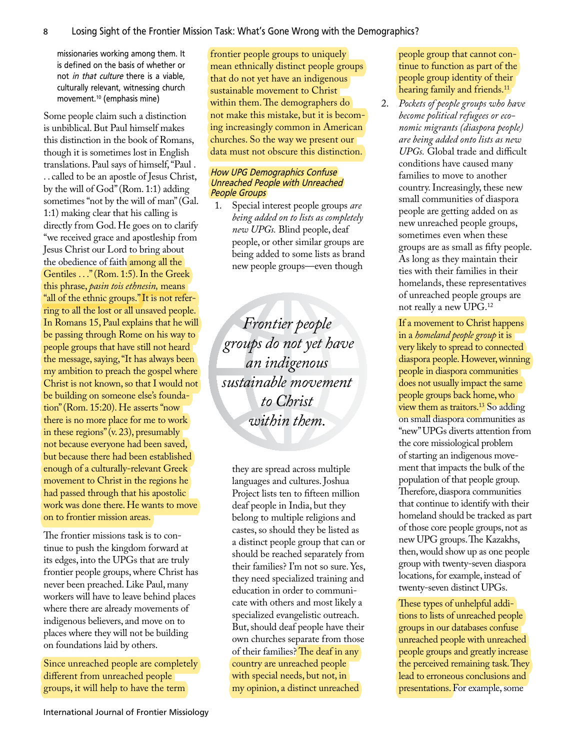missionaries working among them. It is defined on the basis of whether or not *in that culture* there is a viable, culturally relevant, witnessing church movement.[10] (emphasis mine)

Some people claim such a distinction is unbiblical. But Paul himself makes this distinction in the book of Romans, though it is sometimes lost in English translations. Paul says of himself, "Paul . . . called to be an apostle of Jesus Christ, by the will of God" (Rom. 1:1) adding sometimes "not by the will of man" (Gal. 1:1) making clear that his calling is directly from God. He goes on to clarify "we received grace and apostleship from Jesus Christ our Lord to bring about the obedience of faith among all the Gentiles . . ." (Rom. 1:5). In the Greek this phrase, *pasin tois ethnesin,* means "all of the ethnic groups." It is not referring to all the lost or all unsaved people. In Romans 15, Paul explains that he will be passing through Rome on his way to people groups that have still not heard the message, saying, "It has always been my ambition to preach the gospel where Christ is not known, so that I would not be building on someone else's foundation" (Rom. 15:20). He asserts "now there is no more place for me to work in these regions" (v. 23), presumably not because everyone had been saved, but because there had been established enough of a culturally-relevant Greek movement to Christ in the regions he had passed through that his apostolic work was done there. He wants to move on to frontier mission areas.

The frontier missions task is to continue to push the kingdom forward at its edges, into the UPGs that are truly frontier people groups, where Christ has never been preached. Like Paul, many workers will have to leave behind places where there are already movements of indigenous believers, and move on to places where they will not be building on foundations laid by others.

Since unreached people are completely different from unreached people groups, it will help to have the term frontier people groups to uniquely mean ethnically distinct people groups that do not yet have an indigenous sustainable movement to Christ within them. The demographers do not make this mistake, but it is becoming increasingly common in American churches. So the way we present our data must not obscure this distinction.

### How UPG Demographics Confuse Unreached People with Unreached People Groups

1. Special interest people groups *are being added on to lists as completely new UPGs.* Blind people, deaf people, or other similar groups are being added to some lists as brand new people groups—even though they are spread across multiple languages and cultures. Joshua Project lists ten to fifteen million deaf people in India, but they belong to multiple religions and castes, so should they be listed as a distinct people group that can or should be reached separately from their families? I'm not so sure. Yes, they need specialized training and education in order to communicate with others and most likely a specialized evangelistic outreach. But, should deaf people have their own churches separate from those of their families? The deaf in any country are unreached people with special needs, but not, in my opinion, a distinct unreached people group that cannot continue to function as part of the people group identity of their hearing family and friends.[11]

2. *Pockets of people groups who have become political refugees or economic migrants (diaspora people) are being added onto lists as new UPGs.* Global trade and difficult conditions have caused many families to move to another country. Increasingly, these new small communities of diaspora people are getting added on as new unreached people groups, sometimes even when these groups are as small as fifty people. As long as they maintain their ties with their families in their homelands, these representatives of unreached people groups are not really a new UPG.[12]

> *Frontier people groups do not yet have an indigenous sustainable movement to Christ within them.*

If a movement to Christ happens in a *homeland people group* it is very likely to spread to connected diaspora people. However, winning people in diaspora communities does not usually impact the same people groups back home, who view them as traitors.[13] So adding on small diaspora communities as "new" UPGs diverts attention from the core missiological problem of starting an indigenous movement that impacts the bulk of the population of that people group. Therefore, diaspora communities that continue to identify with their homeland should be tracked as part of those core people groups, not as new UPG groups. The Kazakhs, then, would show up as one people group with twenty-seven diaspora locations, for example, instead of twenty-seven distinct UPGs.

These types of unhelpful additions to lists of unreached people groups in our databases confuse unreached people with unreached people groups and greatly increase the perceived remaining task. They lead to erroneous conclusions and presentations. For example, some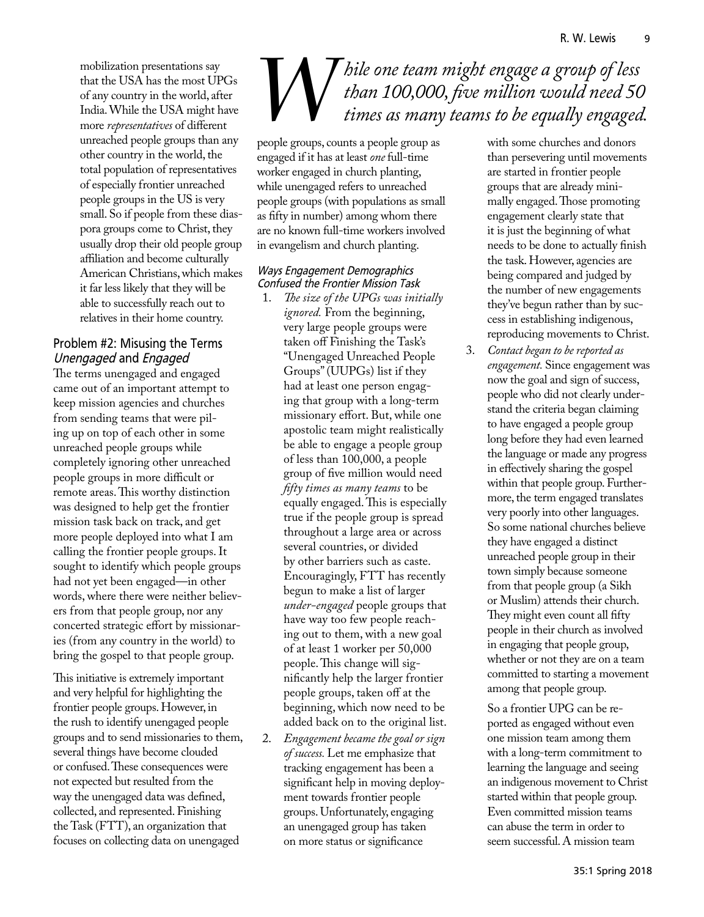mobilization presentations say that the USA has the most UPGs of any country in the world, after India. While the USA might have more *representatives* of different unreached people groups than any other country in the world, the total population of representatives of especially frontier unreached people groups in the US is very small. So if people from these diaspora groups come to Christ, they usually drop their old people group affiliation and become culturally American Christians, which makes it far less likely that they will be able to successfully reach out to relatives in their home country.

## Problem #2: Misusing the Terms *Unengaged* and *Engaged*

The terms unengaged and engaged came out of an important attempt to keep mission agencies and churches from sending teams that were piling up on top of each other in some unreached people groups while completely ignoring other unreached people groups in more difficult or remote areas. This worthy distinction was designed to help get the frontier mission task back on track, and get more people deployed into what I am calling the frontier people groups. It sought to identify which people groups had not yet been engaged—in other words, where there were neither believers from that people group, nor any concerted strategic effort by missionaries (from any country in the world) to bring the gospel to that people group.

This initiative is extremely important and very helpful for highlighting the frontier people groups. However, in the rush to identify unengaged people groups and to send missionaries to them, several things have become clouded or confused. These consequences were not expected but resulted from the way the unengaged data was defined, collected, and represented. Finishing the Task (FTT), an organization that focuses on collecting data on unengaged people groups, counts a people group as engaged if it has at least *one* full-time worker engaged in church planting, while unengaged refers to unreached people groups (with populations as small as fifty in number) among whom there are no known full-time workers involved in evangelism and church planting.

*While one team might engage a group of less than 100,000, five million would need 50 times as many teams to be equally engaged.*

### *Ways Engagement Demographics Confused the Frontier Mission Task*

1. *The size of the UPGs was initially ignored.* From the beginning, very large people groups were taken off Finishing the Task's "Unengaged Unreached People Groups" (UUPGs) list if they had at least one person engaging that group with a long-term missionary effort. But, while one apostolic team might realistically be able to engage a people group of less than 100,000, a people group of five million would need *fifty times as many teams* to be equally engaged. This is especially true if the people group is spread throughout a large area or across several countries, or divided by other barriers such as caste. Encouragingly, FTT has recently begun to make a list of larger *under-engaged* people groups that have way too few people reaching out to them, with a new goal of at least 1 worker per 50,000 people. This change will significantly help the larger frontier people groups, taken off at the beginning, which now need to be added back on to the original list.
2. *Engagement became the goal or sign of success.* Let me emphasize that tracking engagement has been a significant help in moving deployment towards frontier people groups. Unfortunately, engaging an unengaged group has taken on more status or significance with some churches and donors than persevering until movements are started in frontier people groups that are already minimally engaged. Those promoting engagement clearly state that it is just the beginning of what needs to be done to actually finish the task. However, agencies are being compared and judged by the number of new engagements they've begun rather than by success in establishing indigenous, reproducing movements to Christ.
3. *Contact began to be reported as engagement.* Since engagement was now the goal and sign of success, people who did not clearly understand the criteria began claiming to have engaged a people group long before they had even learned the language or made any progress in effectively sharing the gospel within that people group. Furthermore, the term engaged translates very poorly into other languages. So some national churches believe they have engaged a distinct unreached people group in their town simply because someone from that people group (a Sikh or Muslim) attends their church. They might even count all fifty people in their church as involved in engaging that people group, whether or not they are on a team committed to starting a movement among that people group.

   So a frontier UPG can be reported as engaged without even one mission team among them with a long-term commitment to learning the language and seeing an indigenous movement to Christ started within that people group. Even committed mission teams can abuse the term in order to seem successful. A mission team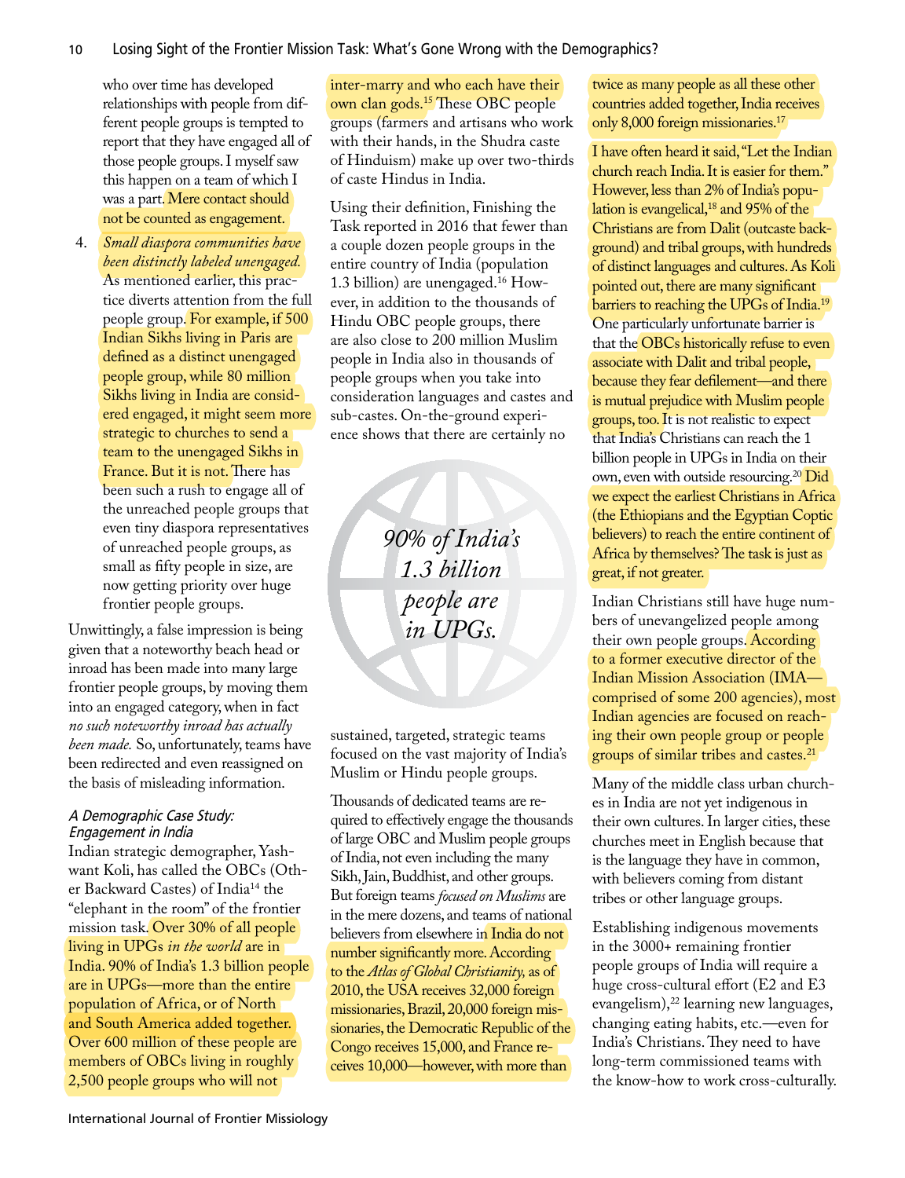who over time has developed relationships with people from different people groups is tempted to report that they have engaged all of those people groups. I myself saw this happen on a team of which I was a part. Mere contact should not be counted as engagement.

4. *Small diaspora communities have been distinctly labeled unengaged.* As mentioned earlier, this practice diverts attention from the full people group. For example, if 500 Indian Sikhs living in Paris are defined as a distinct unengaged people group, while 80 million Sikhs living in India are considered engaged, it might seem more strategic to churches to send a team to the unengaged Sikhs in France. But it is not. There has been such a rush to engage all of the unreached people groups that even tiny diaspora representatives of unreached people groups, as small as fifty people in size, are now getting priority over huge frontier people groups.

Unwittingly, a false impression is being given that a noteworthy beach head or inroad has been made into many large frontier people groups, by moving them into an engaged category, when in fact *no such noteworthy inroad has actually been made.* So, unfortunately, teams have been redirected and even reassigned on the basis of misleading information.

### *A Demographic Case Study: Engagement in India*

Indian strategic demographer, Yashwant Koli, has called the OBCs (Other Backward Castes) of India[14] the "elephant in the room" of the frontier mission task. Over 30% of all people living in UPGs *in the world* are in India. 90% of India's 1.3 billion people are in UPGs—more than the entire population of Africa, or of North and South America added together. Over 600 million of these people are members of OBCs living in roughly 2,500 people groups who will not inter-marry and who each have their own clan gods.[15] These OBC people groups (farmers and artisans who work with their hands, in the Shudra caste of Hinduism) make up over two-thirds of caste Hindus in India.

Using their definition, Finishing the Task reported in 2016 that fewer than a couple dozen people groups in the entire country of India (population 1.3 billion) are unengaged.[16] However, in addition to the thousands of Hindu OBC people groups, there are also close to 200 million Muslim people in India also in thousands of people groups when you take into consideration languages and castes and sub-castes. On-the-ground experience shows that there are certainly no sustained, targeted, strategic teams focused on the vast majority of India's Muslim or Hindu people groups.

*90% of India's 1.3 billion people are in UPGs.*

Thousands of dedicated teams are required to effectively engage the thousands of large OBC and Muslim people groups of India, not even including the many Sikh, Jain, Buddhist, and other groups. But foreign teams *focused on Muslims* are in the mere dozens, and teams of national believers from elsewhere in India do not number significantly more. According to the *Atlas of Global Christianity,* as of 2010, the USA receives 32,000 foreign missionaries, Brazil, 20,000 foreign missionaries, the Democratic Republic of the Congo receives 15,000, and France receives 10,000—however, with more than twice as many people as all these other countries added together, India receives only 8,000 foreign missionaries.[17]

I have often heard it said, "Let the Indian church reach India. It is easier for them." However, less than 2% of India's population is evangelical,[18] and 95% of the Christians are from Dalit (outcaste background) and tribal groups, with hundreds of distinct languages and cultures. As Koli pointed out, there are many significant barriers to reaching the UPGs of India.[19] One particularly unfortunate barrier is that the OBCs historically refuse to even associate with Dalit and tribal people, because they fear defilement—and there is mutual prejudice with Muslim people groups, too. It is not realistic to expect that India's Christians can reach the 1 billion people in UPGs in India on their own, even with outside resourcing.[20] Did we expect the earliest Christians in Africa (the Ethiopians and the Egyptian Coptic believers) to reach the entire continent of Africa by themselves? The task is just as great, if not greater.

Indian Christians still have huge numbers of unevangelized people among their own people groups. According to a former executive director of the Indian Mission Association (IMA—comprised of some 200 agencies), most Indian agencies are focused on reaching their own people group or people groups of similar tribes and castes.[21]

Many of the middle class urban churches in India are not yet indigenous in their own cultures. In larger cities, these churches meet in English because that is the language they have in common, with believers coming from distant tribes or other language groups.

Establishing indigenous movements in the 3000+ remaining frontier people groups of India will require a huge cross-cultural effort (E2 and E3 evangelism),[22] learning new languages, changing eating habits, etc.—even for India's Christians. They need to have long-term commissioned teams with the know-how to work cross-culturally.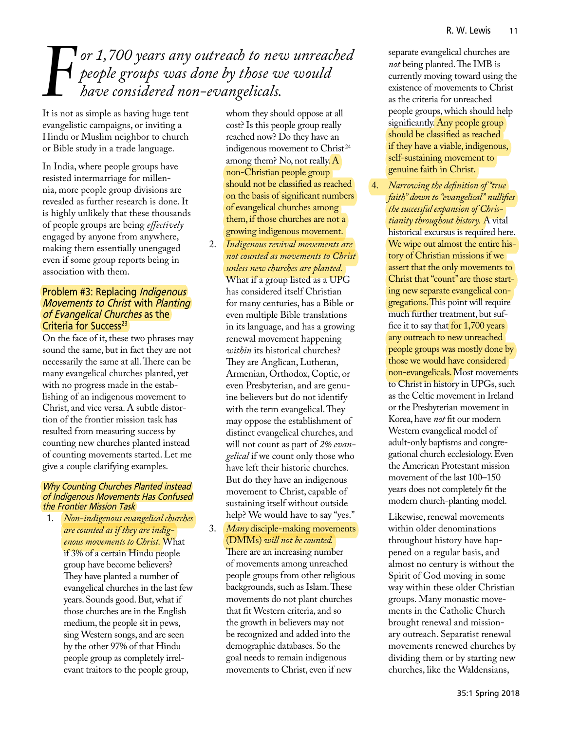> *For 1,700 years any outreach to new unreached people groups was done by those we would have considered non-evangelicals.*

It is not as simple as having huge tent evangelistic campaigns, or inviting a Hindu or Muslim neighbor to church or Bible study in a trade language.

In India, where people groups have resisted intermarriage for millennia, more people group divisions are revealed as further research is done. It is highly unlikely that these thousands of people groups are being *effectively* engaged by anyone from anywhere, making them essentially unengaged even if some group reports being in association with them.

### Problem #3: Replacing *Indigenous Movements to Christ* with *Planting of Evangelical Churches* as the Criteria for Success[23]

On the face of it, these two phrases may sound the same, but in fact they are not necessarily the same at all. There can be many evangelical churches planted, yet with no progress made in the establishing of an indigenous movement to Christ, and vice versa. A subtle distortion of the frontier mission task has resulted from measuring success by counting new churches planted instead of counting movements started. Let me give a couple clarifying examples.

#### *Why Counting Churches Planted instead of Indigenous Movements Has Confused the Frontier Mission Task*

1. *Non-indigenous evangelical churches are counted as if they are indigenous movements to Christ.* What if 3% of a certain Hindu people group have become believers? They have planted a number of evangelical churches in the last few years. Sounds good. But, what if those churches are in the English medium, the people sit in pews, sing Western songs, and are seen by the other 97% of that Hindu people group as completely irrelevant traitors to the people group, whom they should oppose at all cost? Is this people group really reached now? Do they have an indigenous movement to Christ[24] among them? No, not really. A non-Christian people group should not be classified as reached on the basis of significant numbers of evangelical churches among them, if those churches are not a growing indigenous movement.
2. *Indigenous revival movements are not counted as movements to Christ unless new churches are planted.* What if a group listed as a UPG has considered itself Christian for many centuries, has a Bible or even multiple Bible translations in its language, and has a growing renewal movement happening *within* its historical churches? They are Anglican, Lutheran, Armenian, Orthodox, Coptic, or even Presbyterian, and are genuine believers but do not identify with the term evangelical. They may oppose the establishment of distinct evangelical churches, and will not count as part of *2% evangelical* if we count only those who have left their historic churches. But do they have an indigenous movement to Christ, capable of sustaining itself without outside help? We would have to say "yes."
3. *Many* disciple-making movements (DMMs) *will not be counted.* There are an increasing number of movements among unreached people groups from other religious backgrounds, such as Islam. These movements do not plant churches that fit Western criteria, and so the growth in believers may not be recognized and added into the demographic databases. So the goal needs to remain indigenous movements to Christ, even if new separate evangelical churches are *not* being planted. The IMB is currently moving toward using the existence of movements to Christ as the criteria for unreached people groups, which should help significantly. Any people group should be classified as reached if they have a viable, indigenous, self-sustaining movement to genuine faith in Christ.
4. *Narrowing the definition of "true faith" down to "evangelical" nullifies the successful expansion of Christianity throughout history.* A vital historical excursus is required here. We wipe out almost the entire history of Christian missions if we assert that the only movements to Christ that "count" are those starting new separate evangelical congregations. This point will require much further treatment, but suffice it to say that for 1,700 years any outreach to new unreached people groups was mostly done by those we would have considered non-evangelicals. Most movements to Christ in history in UPGs, such as the Celtic movement in Ireland or the Presbyterian movement in Korea, have *not* fit our modern Western evangelical model of adult-only baptisms and congregational church ecclesiology. Even the American Protestant mission movement of the last 100–150 years does not completely fit the modern church-planting model.

Likewise, renewal movements within older denominations throughout history have happened on a regular basis, and almost no century is without the Spirit of God moving in some way within these older Christian groups. Many monastic movements in the Catholic Church brought renewal and missionary outreach. Separatist renewal movements renewed churches by dividing them or by starting new churches, like the Waldensians,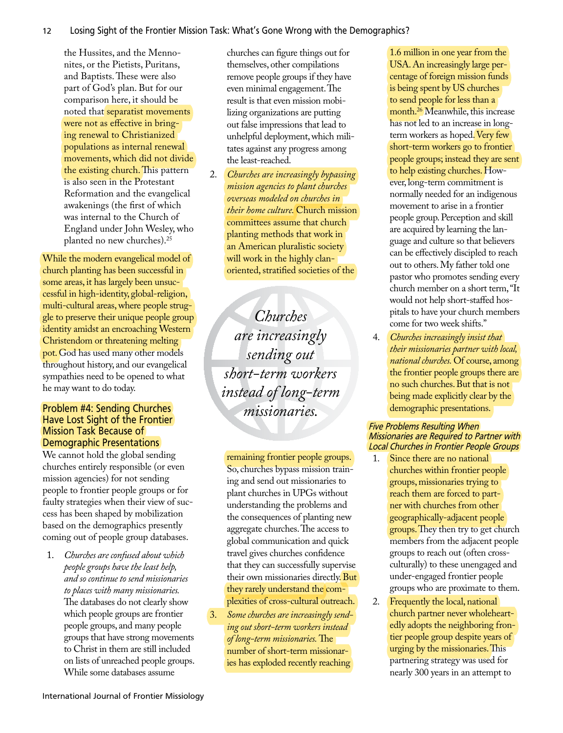the Hussites, and the Mennonites, or the Pietists, Puritans, and Baptists. These were also part of God's plan. But for our comparison here, it should be noted that separatist movements were not as effective in bringing renewal to Christianized populations as internal renewal movements, which did not divide the existing church. This pattern is also seen in the Protestant Reformation and the evangelical awakenings (the first of which was internal to the Church of England under John Wesley, who planted no new churches).[25]

While the modern evangelical model of church planting has been successful in some areas, it has largely been unsuccessful in high-identity, global-religion, multi-cultural areas, where people struggle to preserve their unique people group identity amidst an encroaching Western Christendom or threatening melting pot. God has used many other models throughout history, and our evangelical sympathies need to be opened to what he may want to do today.

## Problem #4: Sending Churches Have Lost Sight of the Frontier Mission Task Because of Demographic Presentations

We cannot hold the global sending churches entirely responsible (or even mission agencies) for not sending people to frontier people groups or for faulty strategies when their view of success has been shaped by mobilization based on the demographics presently coming out of people group databases.

1. *Churches are confused about which people groups have the least help, and so continue to send missionaries to places with many missionaries.* The databases do not clearly show which people groups are frontier people groups, and many people groups that have strong movements to Christ in them are still included on lists of unreached people groups. While some databases assume churches can figure things out for themselves, other compilations remove people groups if they have even minimal engagement. The result is that even mission mobilizing organizations are putting out false impressions that lead to unhelpful deployment, which militates against any progress among the least-reached.
2. *Churches are increasingly bypassing mission agencies to plant churches overseas modeled on churches in their home culture.* Church mission committees assume that church planting methods that work in an American pluralistic society will work in the highly clan-oriented, stratified societies of the remaining frontier people groups. So, churches bypass mission training and send out missionaries to plant churches in UPGs without understanding the problems and the consequences of planting new aggregate churches. The access to global communication and quick travel gives churches confidence that they can successfully supervise their own missionaries directly. But they rarely understand the complexities of cross-cultural outreach.
3. *Some churches are increasingly sending out short-term workers instead of long-term missionaries.* The number of short-term missionaries has exploded recently reaching 1.6 million in one year from the USA. An increasingly large percentage of foreign mission funds is being spent by US churches to send people for less than a month.[26] Meanwhile, this increase has not led to an increase in long-term workers as hoped. Very few short-term workers go to frontier people groups; instead they are sent to help existing churches. However, long-term commitment is normally needed for an indigenous movement to arise in a frontier people group. Perception and skill are acquired by learning the language and culture so that believers can be effectively discipled to reach out to others. My father told one pastor who promotes sending every church member on a short term, "It would not help short-staffed hospitals to have your church members come for two week shifts."
4. *Churches increasingly insist that their missionaries partner with local, national churches.* Of course, among the frontier people groups there are no such churches. But that is not being made explicitly clear by the demographic presentations.

> *Churches are increasingly sending out short-term workers instead of long-term missionaries.*

### *Five Problems Resulting When Missionaries are Required to Partner with Local Churches in Frontier People Groups*

1. Since there are no national churches within frontier people groups, missionaries trying to reach them are forced to partner with churches from other geographically-adjacent people groups. They then try to get church members from the adjacent people groups to reach out (often cross-culturally) to these unengaged and under-engaged frontier people groups who are proximate to them.
2. Frequently the local, national church partner never wholeheartedly adopts the neighboring frontier people group despite years of urging by the missionaries. This partnering strategy was used for nearly 300 years in an attempt to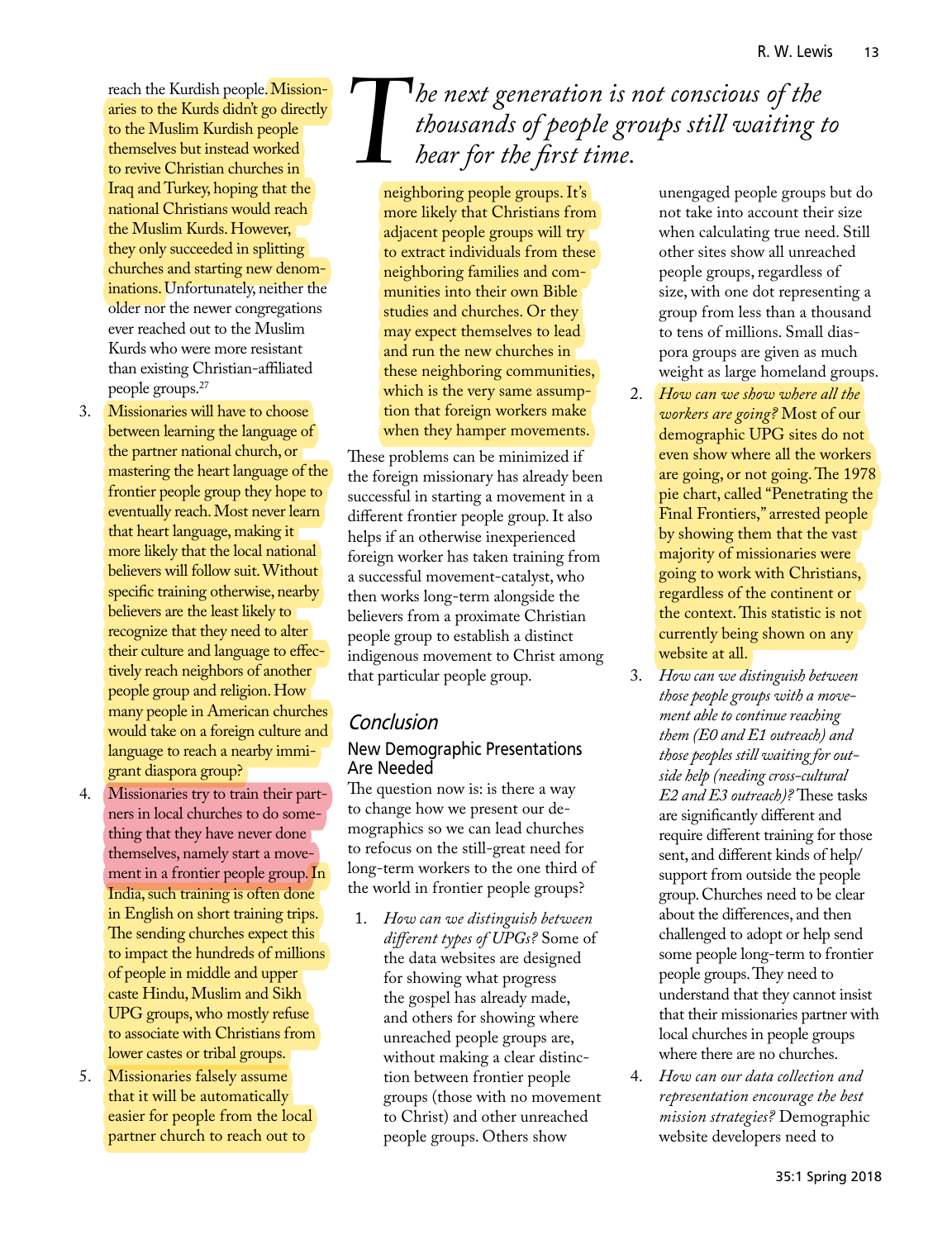reach the Kurdish people. Missionaries to the Kurds didn't go directly to the Muslim Kurdish people themselves but instead worked to revive Christian churches in Iraq and Turkey, hoping that the national Christians would reach the Muslim Kurds. However, they only succeeded in splitting churches and starting new denominations. Unfortunately, neither the older nor the newer congregations ever reached out to the Muslim Kurds who were more resistant than existing Christian-affiliated people groups.[27]

3. Missionaries will have to choose between learning the language of the partner national church, or mastering the heart language of the frontier people group they hope to eventually reach. Most never learn that heart language, making it more likely that the local national believers will follow suit. Without specific training otherwise, nearby believers are the least likely to recognize that they need to alter their culture and language to effectively reach neighbors of another people group and religion. How many people in American churches would take on a foreign culture and language to reach a nearby immigrant diaspora group?
4. Missionaries try to train their partners in local churches to do something that they have never done themselves, namely start a movement in a frontier people group. In India, such training is often done in English on short training trips. The sending churches expect this to impact the hundreds of millions of people in middle and upper caste Hindu, Muslim and Sikh UPG groups, who mostly refuse to associate with Christians from lower castes or tribal groups.
5. Missionaries falsely assume that it will be automatically easier for people from the local partner church to reach out to neighboring people groups. It's more likely that Christians from adjacent people groups will try to extract individuals from these neighboring families and communities into their own Bible studies and churches. Or they may expect themselves to lead and run the new churches in these neighboring communities, which is the very same assumption that foreign workers make when they hamper movements.

*The next generation is not conscious of the thousands of people groups still waiting to hear for the first time.*

These problems can be minimized if the foreign missionary has already been successful in starting a movement in a different frontier people group. It also helps if an otherwise inexperienced foreign worker has taken training from a successful movement-catalyst, who then works long-term alongside the believers from a proximate Christian people group to establish a distinct indigenous movement to Christ among that particular people group.

## Conclusion

### New Demographic Presentations Are Needed

The question now is: is there a way to change how we present our demographics so we can lead churches to refocus on the still-great need for long-term workers to the one third of the world in frontier people groups?

1. *How can we distinguish between different types of UPGs?* Some of the data websites are designed for showing what progress the gospel has already made, and others for showing where unreached people groups are, without making a clear distinction between frontier people groups (those with no movement to Christ) and other unreached people groups. Others show unengaged people groups but do not take into account their size when calculating true need. Still other sites show all unreached people groups, regardless of size, with one dot representing a group from less than a thousand to tens of millions. Small diaspora groups are given as much weight as large homeland groups.
2. *How can we show where all the workers are going?* Most of our demographic UPG sites do not even show where all the workers are going, or not going. The 1978 pie chart, called "Penetrating the Final Frontiers," arrested people by showing them that the vast majority of missionaries were going to work with Christians, regardless of the continent or the context. This statistic is not currently being shown on any website at all.
3. *How can we distinguish between those people groups with a movement able to continue reaching them (E0 and E1 outreach) and those peoples still waiting for outside help (needing cross-cultural E2 and E3 outreach)?* These tasks are significantly different and require different training for those sent, and different kinds of help/support from outside the people group. Churches need to be clear about the differences, and then challenged to adopt or help send some people long-term to frontier people groups. They need to understand that they cannot insist that their missionaries partner with local churches in people groups where there are no churches.
4. *How can our data collection and representation encourage the best mission strategies?* Demographic website developers need to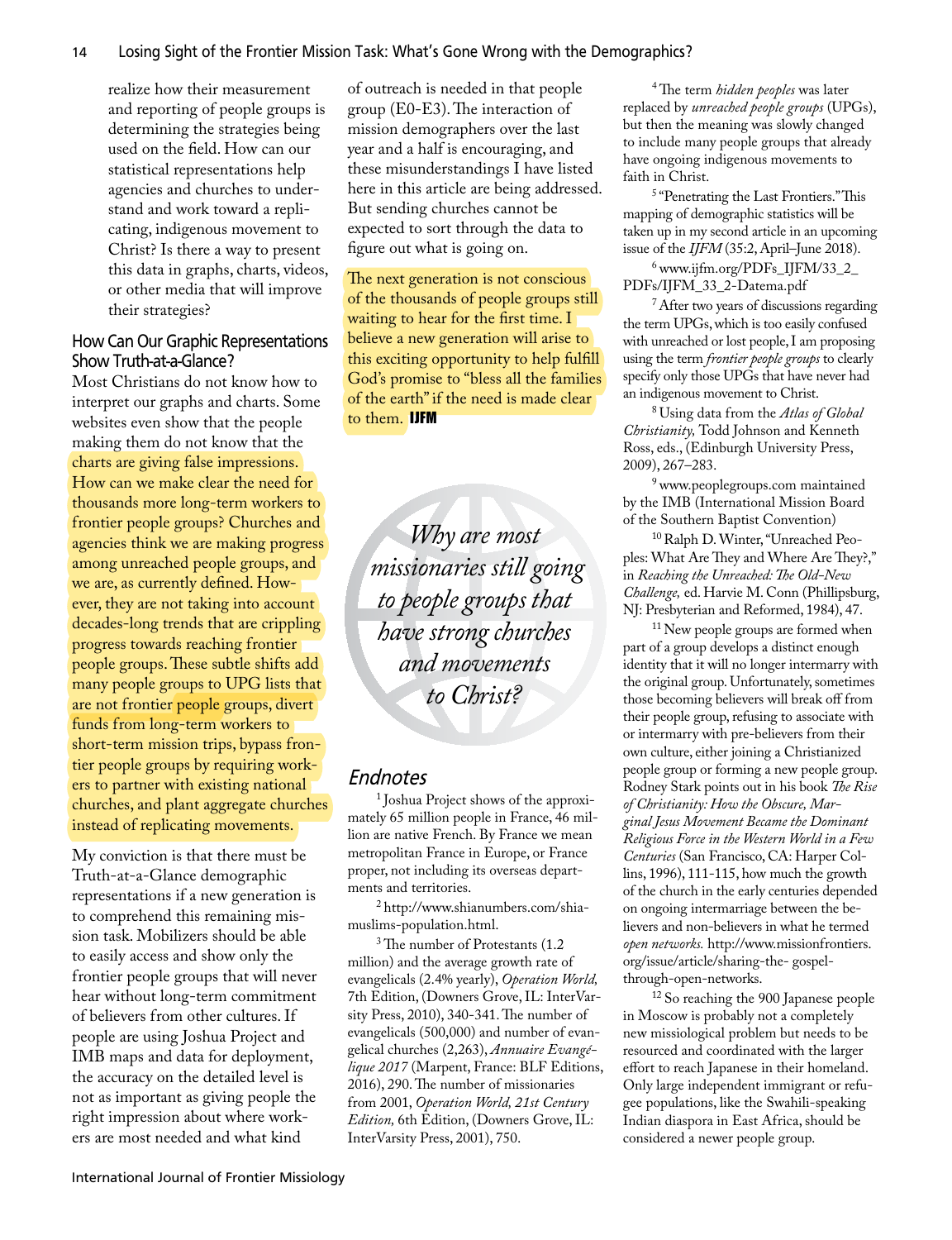realize how their measurement and reporting of people groups is determining the strategies being used on the field. How can our statistical representations help agencies and churches to understand and work toward a replicating, indigenous movement to Christ? Is there a way to present this data in graphs, charts, videos, or other media that will improve their strategies?

## How Can Our Graphic Representations Show Truth-at-a-Glance?

Most Christians do not know how to interpret our graphs and charts. Some websites even show that the people making them do not know that the charts are giving false impressions. How can we make clear the need for thousands more long-term workers to frontier people groups? Churches and agencies think we are making progress among unreached people groups, and we are, as currently defined. However, they are not taking into account decades-long trends that are crippling progress towards reaching frontier people groups. These subtle shifts add many people groups to UPG lists that are not frontier people groups, divert funds from long-term workers to short-term mission trips, bypass frontier people groups by requiring workers to partner with existing national churches, and plant aggregate churches instead of replicating movements.

My conviction is that there must be Truth-at-a-Glance demographic representations if a new generation is to comprehend this remaining mission task. Mobilizers should be able to easily access and show only the frontier people groups that will never hear without long-term commitment of believers from other cultures. If people are using Joshua Project and IMB maps and data for deployment, the accuracy on the detailed level is not as important as giving people the right impression about where workers are most needed and what kind of outreach is needed in that people group (E0-E3). The interaction of mission demographers over the last year and a half is encouraging, and these misunderstandings I have listed here in this article are being addressed. But sending churches cannot be expected to sort through the data to figure out what is going on.

The next generation is not conscious of the thousands of people groups still waiting to hear for the first time. I believe a new generation will arise to this exciting opportunity to help fulfill God's promise to "bless all the families of the earth" if the need is made clear to them. **IJFM**

*Why are most missionaries still going to people groups that have strong churches and movements to Christ?*

## Endnotes

[1] Joshua Project shows of the approximately 65 million people in France, 46 million are native French. By France we mean metropolitan France in Europe, or France proper, not including its overseas departments and territories.

[2] http://www.shianumbers.com/shia-muslims-population.html.

[3] The number of Protestants (1.2 million) and the average growth rate of evangelicals (2.4% yearly), *Operation World,* 7th Edition, (Downers Grove, IL: InterVarsity Press, 2010), 340-341. The number of evangelicals (500,000) and number of evangelical churches (2,263), *Annuaire Evangélique 2017* (Marpent, France: BLF Editions, 2016), 290. The number of missionaries from 2001, *Operation World, 21st Century Edition,* 6th Edition, (Downers Grove, IL: InterVarsity Press, 2001), 750.

[4] The term *hidden peoples* was later replaced by *unreached people groups* (UPGs), but then the meaning was slowly changed to include many people groups that already have ongoing indigenous movements to faith in Christ.

[5] "Penetrating the Last Frontiers." This mapping of demographic statistics will be taken up in my second article in an upcoming issue of the *IJFM* (35:2, April–June 2018).

[6] www.ijfm.org/PDFs_IJFM/33_2_PDFs/IJFM_33_2-Datema.pdf

[7] After two years of discussions regarding the term UPGs, which is too easily confused with unreached or lost people, I am proposing using the term *frontier people groups* to clearly specify only those UPGs that have never had an indigenous movement to Christ.

[8] Using data from the *Atlas of Global Christianity,* Todd Johnson and Kenneth Ross, eds., (Edinburgh University Press, 2009), 267–283.

[9] www.peoplegroups.com maintained by the IMB (International Mission Board of the Southern Baptist Convention)

[10] Ralph D. Winter, "Unreached Peoples: What Are They and Where Are They?," in *Reaching the Unreached: The Old-New Challenge,* ed. Harvie M. Conn (Phillipsburg, NJ: Presbyterian and Reformed, 1984), 47.

[11] New people groups are formed when part of a group develops a distinct enough identity that it will no longer intermarry with the original group. Unfortunately, sometimes those becoming believers will break off from their people group, refusing to associate with or intermarry with pre-believers from their own culture, either joining a Christianized people group or forming a new people group. Rodney Stark points out in his book *The Rise of Christianity: How the Obscure, Marginal Jesus Movement Became the Dominant Religious Force in the Western World in a Few Centuries* (San Francisco, CA: Harper Collins, 1996), 111-115, how much the growth of the church in the early centuries depended on ongoing intermarriage between the believers and non-believers in what he termed *open networks.* http://www.missionfrontiers.org/issue/article/sharing-the- gospel-through-open-networks.

[12] So reaching the 900 Japanese people in Moscow is probably not a completely new missiological problem but needs to be resourced and coordinated with the larger effort to reach Japanese in their homeland. Only large independent immigrant or refugee populations, like the Swahili-speaking Indian diaspora in East Africa, should be considered a newer people group.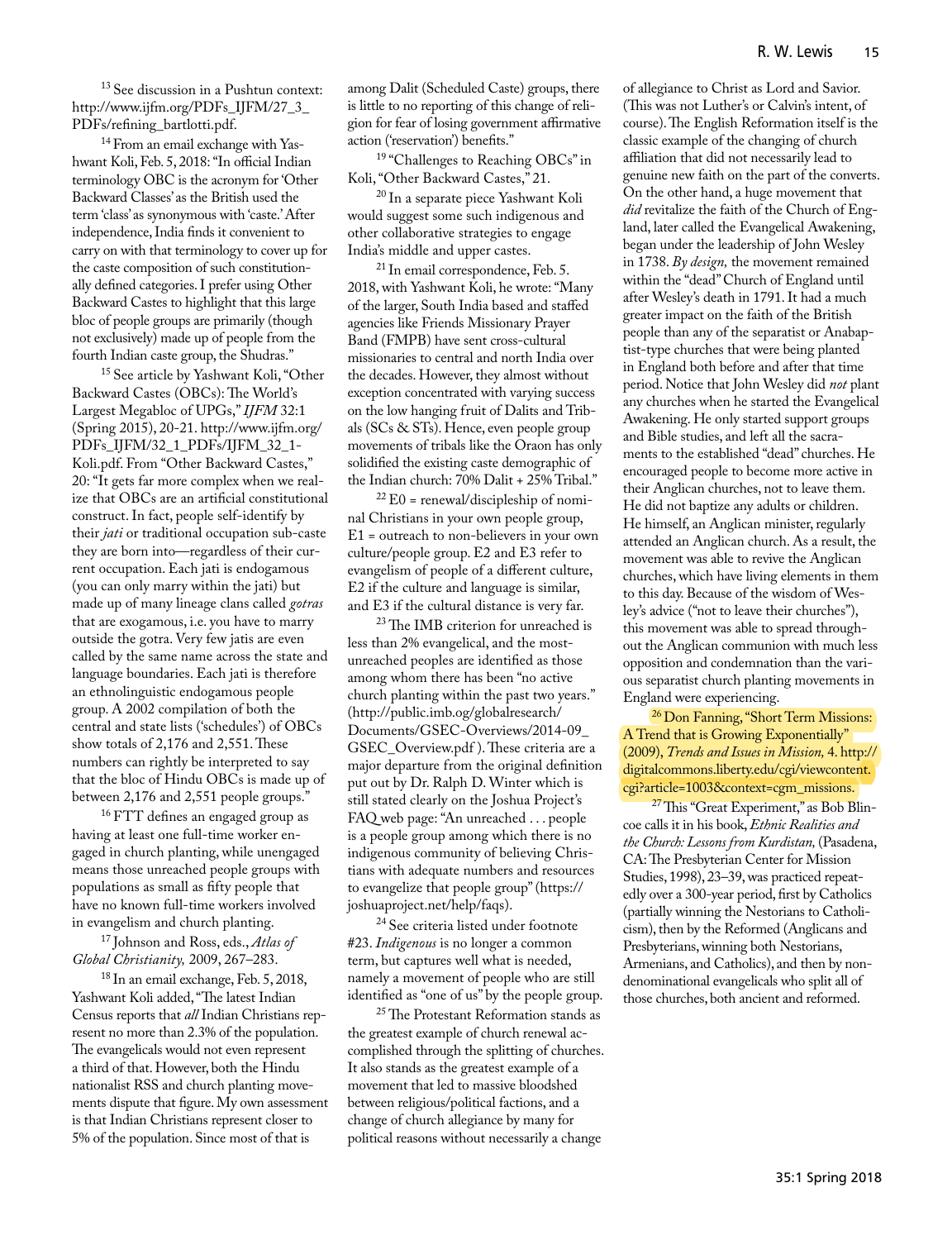[13] See discussion in a Pushtun context: http://www.ijfm.org/PDFs_IJFM/27_3_PDFs/refining_bartlotti.pdf.

[14] From an email exchange with Yashwant Koli, Feb. 5, 2018: "In official Indian terminology OBC is the acronym for 'Other Backward Classes' as the British used the term 'class' as synonymous with 'caste.' After independence, India finds it convenient to carry on with that terminology to cover up for the caste composition of such constitutionally defined categories. I prefer using Other Backward Castes to highlight that this large bloc of people groups are primarily (though not exclusively) made up of people from the fourth Indian caste group, the Shudras."

[15] See article by Yashwant Koli, "Other Backward Castes (OBCs): The World's Largest Megabloc of UPGs," *IJFM* 32:1 (Spring 2015), 20-21. http://www.ijfm.org/PDFs_IJFM/32_1_PDFs/IJFM_32_1-Koli.pdf. From "Other Backward Castes," 20: "It gets far more complex when we realize that OBCs are an artificial constitutional construct. In fact, people self-identify by their *jati* or traditional occupation sub-caste they are born into—regardless of their current occupation. Each jati is endogamous (you can only marry within the jati) but made up of many lineage clans called *gotras* that are exogamous, i.e. you have to marry outside the gotra. Very few jatis are even called by the same name across the state and language boundaries. Each jati is therefore an ethnolinguistic endogamous people group. A 2002 compilation of both the central and state lists ('schedules') of OBCs show totals of 2,176 and 2,551. These numbers can rightly be interpreted to say that the bloc of Hindu OBCs is made up of between 2,176 and 2,551 people groups."

[16] FTT defines an engaged group as having at least one full-time worker engaged in church planting, while unengaged means those unreached people groups with populations as small as fifty people that have no known full-time workers involved in evangelism and church planting.

[17] Johnson and Ross, eds., *Atlas of Global Christianity,* 2009, 267–283.

[18] In an email exchange, Feb. 5, 2018, Yashwant Koli added, "The latest Indian Census reports that *all* Indian Christians represent no more than 2.3% of the population. The evangelicals would not even represent a third of that. However, both the Hindu nationalist RSS and church planting movements dispute that figure. My own assessment is that Indian Christians represent closer to 5% of the population. Since most of that is among Dalit (Scheduled Caste) groups, there is little to no reporting of this change of religion for fear of losing government affirmative action ('reservation') benefits."

[19] "Challenges to Reaching OBCs" in Koli, "Other Backward Castes," 21.

[20] In a separate piece Yashwant Koli would suggest some such indigenous and other collaborative strategies to engage India's middle and upper castes.

[21] In email correspondence, Feb. 5. 2018, with Yashwant Koli, he wrote: "Many of the larger, South India based and staffed agencies like Friends Missionary Prayer Band (FMPB) have sent cross-cultural missionaries to central and north India over the decades. However, they almost without exception concentrated with varying success on the low hanging fruit of Dalits and Tribals (SCs & STs). Hence, even people group movements of tribals like the Oraon has only solidified the existing caste demographic of the Indian church: 70% Dalit + 25% Tribal."

[22] E0 = renewal/discipleship of nominal Christians in your own people group, E1 = outreach to non-believers in your own culture/people group. E2 and E3 refer to evangelism of people of a different culture, E2 if the culture and language is similar, and E3 if the cultural distance is very far.

[23] The IMB criterion for unreached is less than 2% evangelical, and the most-unreached peoples are identified as those among whom there has been "no active church planting within the past two years." (http://public.imb.org/globalresearch/Documents/GSEC-Overviews/2014-09_GSEC_Overview.pdf ). These criteria are a major departure from the original definition put out by Dr. Ralph D. Winter which is still stated clearly on the Joshua Project's FAQ web page: "An unreached . . . people is a people group among which there is no indigenous community of believing Christians with adequate numbers and resources to evangelize that people group" (https://joshuaproject.net/help/faqs).

[24] See criteria listed under footnote #23. *Indigenous* is no longer a common term, but captures well what is needed, namely a movement of people who are still identified as "one of us" by the people group.

[25] The Protestant Reformation stands as the greatest example of church renewal accomplished through the splitting of churches. It also stands as the greatest example of a movement that led to massive bloodshed between religious/political factions, and a change of church allegiance by many for political reasons without necessarily a change of allegiance to Christ as Lord and Savior. (This was not Luther's or Calvin's intent, of course). The English Reformation itself is the classic example of the changing of church affiliation that did not necessarily lead to genuine new faith on the part of the converts. On the other hand, a huge movement that *did* revitalize the faith of the Church of England, later called the Evangelical Awakening, began under the leadership of John Wesley in 1738. *By design,* the movement remained within the "dead" Church of England until after Wesley's death in 1791. It had a much greater impact on the faith of the British people than any of the separatist or Anabaptist-type churches that were being planted in England both before and after that time period. Notice that John Wesley did *not* plant any churches when he started the Evangelical Awakening. He only started support groups and Bible studies, and left all the sacraments to the established "dead" churches. He encouraged people to become more active in their Anglican churches, not to leave them. He did not baptize any adults or children. He himself, an Anglican minister, regularly attended an Anglican church. As a result, the movement was able to revive the Anglican churches, which have living elements in them to this day. Because of the wisdom of Wesley's advice ("not to leave their churches"), this movement was able to spread throughout the Anglican communion with much less opposition and condemnation than the various separatist church planting movements in England were experiencing.

[26] Don Fanning, "Short Term Missions: A Trend that is Growing Exponentially" (2009), *Trends and Issues in Mission,* 4. http://digitalcommons.liberty.edu/cgi/viewcontent.cgi?article=1003&context=cgm_missions.

[27] This "Great Experiment," as Bob Blincoe calls it in his book, *Ethnic Realities and the Church: Lessons from Kurdistan,* (Pasadena, CA: The Presbyterian Center for Mission Studies, 1998), 23–39, was practiced repeatedly over a 300-year period, first by Catholics (partially winning the Nestorians to Catholicism), then by the Reformed (Anglicans and Presbyterians, winning both Nestorians, Armenians, and Catholics), and then by non-denominational evangelicals who split all of those churches, both ancient and reformed.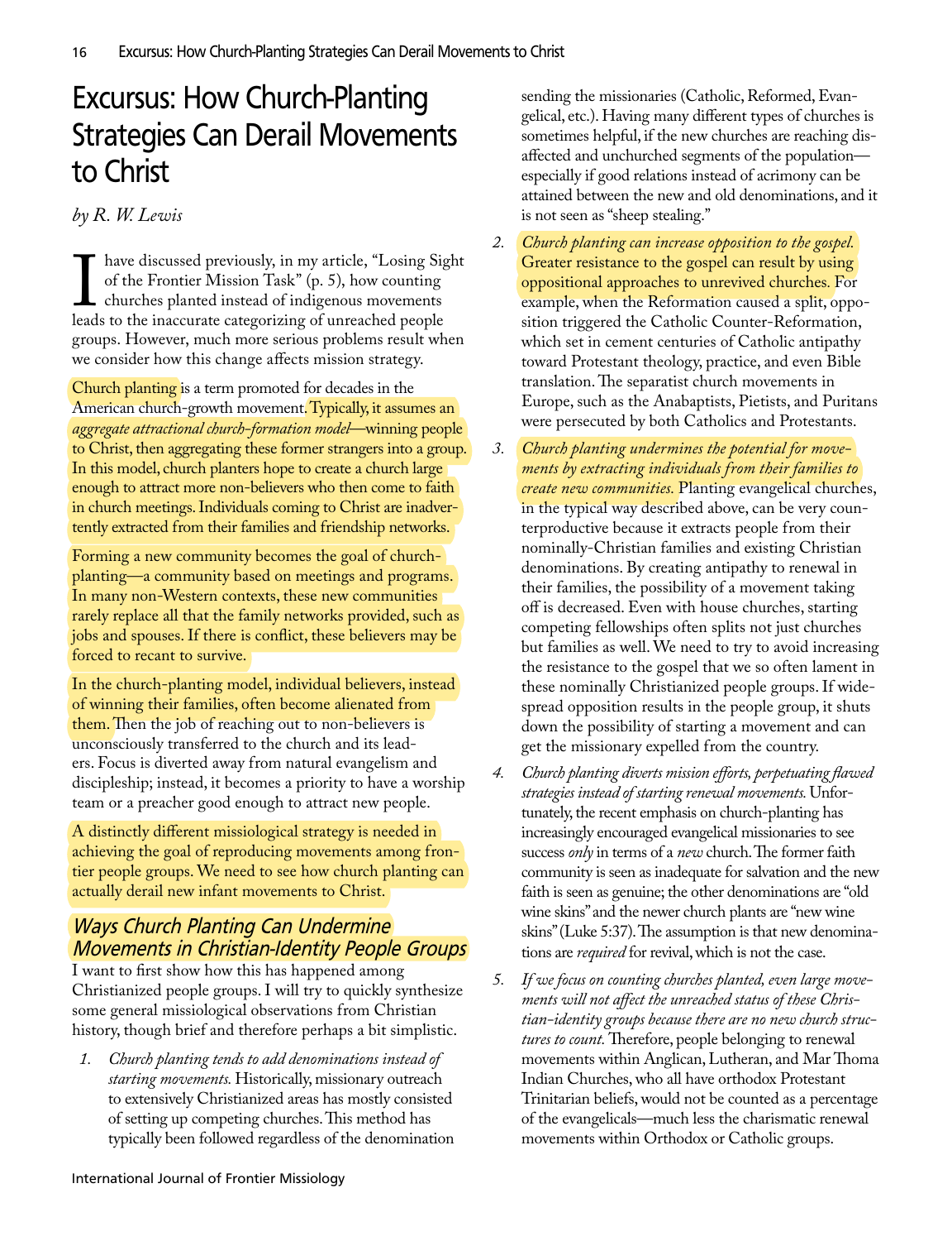# Excursus: How Church-Planting Strategies Can Derail Movements to Christ

*by R. W. Lewis*

I have discussed previously, in my article, "Losing Sight of the Frontier Mission Task" (p. 5), how counting churches planted instead of indigenous movements leads to the inaccurate categorizing of unreached people groups. However, much more serious problems result when we consider how this change affects mission strategy.

Church planting is a term promoted for decades in the American church-growth movement. Typically, it assumes an *aggregate attractional church-formation model*—winning people to Christ, then aggregating these former strangers into a group. In this model, church planters hope to create a church large enough to attract more non-believers who then come to faith in church meetings. Individuals coming to Christ are inadvertently extracted from their families and friendship networks.

Forming a new community becomes the goal of church-planting—a community based on meetings and programs. In many non-Western contexts, these new communities rarely replace all that the family networks provided, such as jobs and spouses. If there is conflict, these believers may be forced to recant to survive.

In the church-planting model, individual believers, instead of winning their families, often become alienated from them. Then the job of reaching out to non-believers is unconsciously transferred to the church and its leaders. Focus is diverted away from natural evangelism and discipleship; instead, it becomes a priority to have a worship team or a preacher good enough to attract new people.

A distinctly different missiological strategy is needed in achieving the goal of reproducing movements among frontier people groups. We need to see how church planting can actually derail new infant movements to Christ.

## Ways Church Planting Can Undermine Movements in Christian-Identity People Groups

I want to first show how this has happened among Christianized people groups. I will try to quickly synthesize some general missiological observations from Christian history, though brief and therefore perhaps a bit simplistic.

1. *Church planting tends to add denominations instead of starting movements.* Historically, missionary outreach to extensively Christianized areas has mostly consisted of setting up competing churches. This method has typically been followed regardless of the denomination sending the missionaries (Catholic, Reformed, Evangelical, etc.). Having many different types of churches is sometimes helpful, if the new churches are reaching disaffected and unchurched segments of the population—especially if good relations instead of acrimony can be attained between the new and old denominations, and it is not seen as "sheep stealing."
2. *Church planting can increase opposition to the gospel.* Greater resistance to the gospel can result by using oppositional approaches to unrevived churches. For example, when the Reformation caused a split, opposition triggered the Catholic Counter-Reformation, which set in cement centuries of Catholic antipathy toward Protestant theology, practice, and even Bible translation. The separatist church movements in Europe, such as the Anabaptists, Pietists, and Puritans were persecuted by both Catholics and Protestants.
3. *Church planting undermines the potential for movements by extracting individuals from their families to create new communities.* Planting evangelical churches, in the typical way described above, can be very counterproductive because it extracts people from their nominally-Christian families and existing Christian denominations. By creating antipathy to renewal in their families, the possibility of a movement taking off is decreased. Even with house churches, starting competing fellowships often splits not just churches but families as well. We need to try to avoid increasing the resistance to the gospel that we so often lament in these nominally Christianized people groups. If widespread opposition results in the people group, it shuts down the possibility of starting a movement and can get the missionary expelled from the country.
4. *Church planting diverts mission efforts, perpetuating flawed strategies instead of starting renewal movements.* Unfortunately, the recent emphasis on church-planting has increasingly encouraged evangelical missionaries to see success *only* in terms of a *new* church. The former faith community is seen as inadequate for salvation and the new faith is seen as genuine; the other denominations are "old wine skins" and the newer church plants are "new wine skins" (Luke 5:37). The assumption is that new denominations are *required* for revival, which is not the case.
5. *If we focus on counting churches planted, even large movements will not affect the unreached status of these Christian-identity groups because there are no new church structures to count.* Therefore, people belonging to renewal movements within Anglican, Lutheran, and Mar Thoma Indian Churches, who all have orthodox Protestant Trinitarian beliefs, would not be counted as a percentage of the evangelicals—much less the charismatic renewal movements within Orthodox or Catholic groups.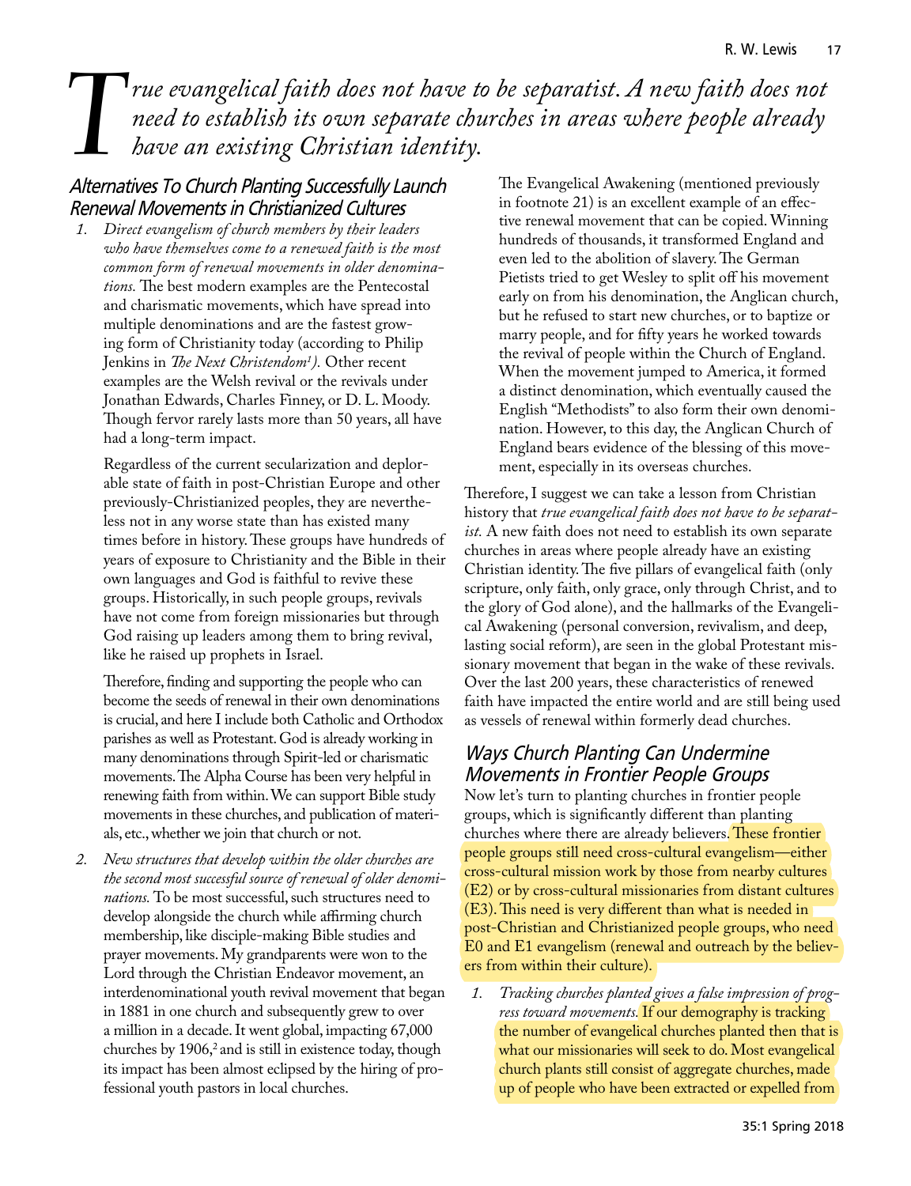*True evangelical faith does not have to be separatist. A new faith does not need to establish its own separate churches in areas where people already have an existing Christian identity.*

## Alternatives To Church Planting Successfully Launch Renewal Movements in Christianized Cultures

1. *Direct evangelism of church members by their leaders who have themselves come to a renewed faith is the most common form of renewal movements in older denominations.* The best modern examples are the Pentecostal and charismatic movements, which have spread into multiple denominations and are the fastest growing form of Christianity today (according to Philip Jenkins in *The Next Christendom*[1]). Other recent examples are the Welsh revival or the revivals under Jonathan Edwards, Charles Finney, or D. L. Moody. Though fervor rarely lasts more than 50 years, all have had a long-term impact.

   Regardless of the current secularization and deplorable state of faith in post-Christian Europe and other previously-Christianized peoples, they are nevertheless not in any worse state than has existed many times before in history. These groups have hundreds of years of exposure to Christianity and the Bible in their own languages and God is faithful to revive these groups. Historically, in such people groups, revivals have not come from foreign missionaries but through God raising up leaders among them to bring revival, like he raised up prophets in Israel.

   Therefore, finding and supporting the people who can become the seeds of renewal in their own denominations is crucial, and here I include both Catholic and Orthodox parishes as well as Protestant. God is already working in many denominations through Spirit-led or charismatic movements. The Alpha Course has been very helpful in renewing faith from within. We can support Bible study movements in these churches, and publication of materials, etc., whether we join that church or not.

2. *New structures that develop within the older churches are the second most successful source of renewal of older denominations.* To be most successful, such structures need to develop alongside the church while affirming church membership, like disciple-making Bible studies and prayer movements. My grandparents were won to the Lord through the Christian Endeavor movement, an interdenominational youth revival movement that began in 1881 in one church and subsequently grew to over a million in a decade. It went global, impacting 67,000 churches by 1906,[2] and is still in existence today, though its impact has been almost eclipsed by the hiring of professional youth pastors in local churches.

   The Evangelical Awakening (mentioned previously in footnote 21) is an excellent example of an effective renewal movement that can be copied. Winning hundreds of thousands, it transformed England and even led to the abolition of slavery. The German Pietists tried to get Wesley to split off his movement early on from his denomination, the Anglican church, but he refused to start new churches, or to baptize or marry people, and for fifty years he worked towards the revival of people within the Church of England. When the movement jumped to America, it formed a distinct denomination, which eventually caused the English "Methodists" to also form their own denomination. However, to this day, the Anglican Church of England bears evidence of the blessing of this movement, especially in its overseas churches.

Therefore, I suggest we can take a lesson from Christian history that *true evangelical faith does not have to be separatist.* A new faith does not need to establish its own separate churches in areas where people already have an existing Christian identity. The five pillars of evangelical faith (only scripture, only faith, only grace, only through Christ, and to the glory of God alone), and the hallmarks of the Evangelical Awakening (personal conversion, revivalism, and deep, lasting social reform), are seen in the global Protestant missionary movement that began in the wake of these revivals. Over the last 200 years, these characteristics of renewed faith have impacted the entire world and are still being used as vessels of renewal within formerly dead churches.

## Ways Church Planting Can Undermine Movements in Frontier People Groups

Now let's turn to planting churches in frontier people groups, which is significantly different than planting churches where there are already believers. These frontier people groups still need cross-cultural evangelism—either cross-cultural mission work by those from nearby cultures (E2) or by cross-cultural missionaries from distant cultures (E3). This need is very different than what is needed in post-Christian and Christianized people groups, who need E0 and E1 evangelism (renewal and outreach by the believers from within their culture).

1. *Tracking churches planted gives a false impression of progress toward movements.* If our demography is tracking the number of evangelical churches planted then that is what our missionaries will seek to do. Most evangelical church plants still consist of aggregate churches, made up of people who have been extracted or expelled from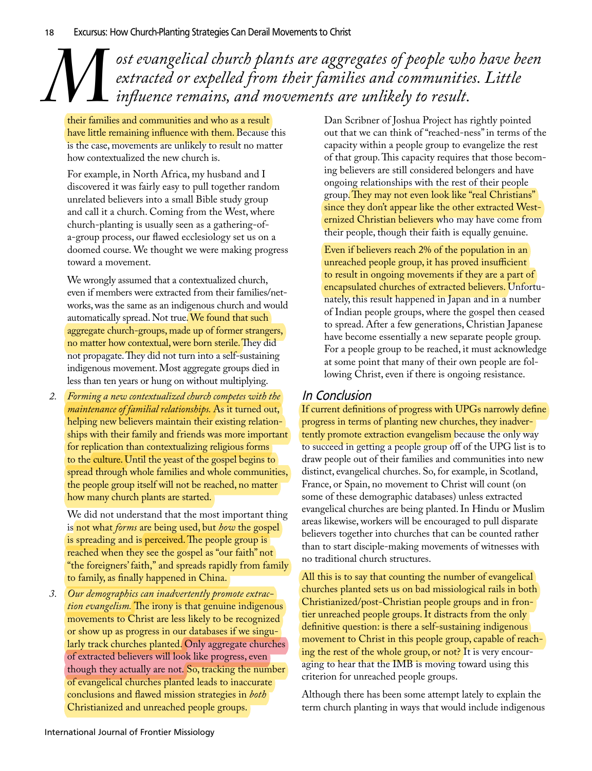*Most evangelical church plants are aggregates of people who have been extracted or expelled from their families and communities. Little influence remains, and movements are unlikely to result.*

their families and communities and who as a result have little remaining influence with them. Because this is the case, movements are unlikely to result no matter how contextualized the new church is.

For example, in North Africa, my husband and I discovered it was fairly easy to pull together random unrelated believers into a small Bible study group and call it a church. Coming from the West, where church-planting is usually seen as a gathering-of-a-group process, our flawed ecclesiology set us on a doomed course. We thought we were making progress toward a movement.

We wrongly assumed that a contextualized church, even if members were extracted from their families/networks, was the same as an indigenous church and would automatically spread. Not true. We found that such aggregate church-groups, made up of former strangers, no matter how contextual, were born sterile. They did not propagate. They did not turn into a self-sustaining indigenous movement. Most aggregate groups died in less than ten years or hung on without multiplying.

2. *Forming a new contextualized church competes with the maintenance of familial relationships.* As it turned out, helping new believers maintain their existing relationships with their family and friends was more important for replication than contextualizing religious forms to the culture. Until the yeast of the gospel begins to spread through whole families and whole communities, the people group itself will not be reached, no matter how many church plants are started.

We did not understand that the most important thing is not what *forms* are being used, but *how* the gospel is spreading and is perceived. The people group is reached when they see the gospel as "our faith" not "the foreigners' faith," and spreads rapidly from family to family, as finally happened in China.

3. *Our demographics can inadvertently promote extraction evangelism.* The irony is that genuine indigenous movements to Christ are less likely to be recognized or show up as progress in our databases if we singularly track churches planted. Only aggregate churches of extracted believers will look like progress, even though they actually are not. So, tracking the number of evangelical churches planted leads to inaccurate conclusions and flawed mission strategies in *both* Christianized and unreached people groups.

Dan Scribner of Joshua Project has rightly pointed out that we can think of "reached-ness" in terms of the capacity within a people group to evangelize the rest of that group. This capacity requires that those becoming believers are still considered belongers and have ongoing relationships with the rest of their people group. They may not even look like "real Christians" since they don't appear like the other extracted Westernized Christian believers who may have come from their people, though their faith is equally genuine.

Even if believers reach 2% of the population in an unreached people group, it has proved insufficient to result in ongoing movements if they are a part of encapsulated churches of extracted believers. Unfortunately, this result happened in Japan and in a number of Indian people groups, where the gospel then ceased to spread. After a few generations, Christian Japanese have become essentially a new separate people group. For a people group to be reached, it must acknowledge at some point that many of their own people are following Christ, even if there is ongoing resistance.

## In Conclusion

If current definitions of progress with UPGs narrowly define progress in terms of planting new churches, they inadvertently promote extraction evangelism because the only way to succeed in getting a people group off of the UPG list is to draw people out of their families and communities into new distinct, evangelical churches. So, for example, in Scotland, France, or Spain, no movement to Christ will count (on some of these demographic databases) unless extracted evangelical churches are being planted. In Hindu or Muslim areas likewise, workers will be encouraged to pull disparate believers together into churches that can be counted rather than to start disciple-making movements of witnesses with no traditional church structures.

All this is to say that counting the number of evangelical churches planted sets us on bad missiological rails in both Christianized/post-Christian people groups and in frontier unreached people groups. It distracts from the only definitive question: is there a self-sustaining indigenous movement to Christ in this people group, capable of reaching the rest of the whole group, or not? It is very encouraging to hear that the IMB is moving toward using this criterion for unreached people groups.

Although there has been some attempt lately to explain the term church planting in ways that would include indigenous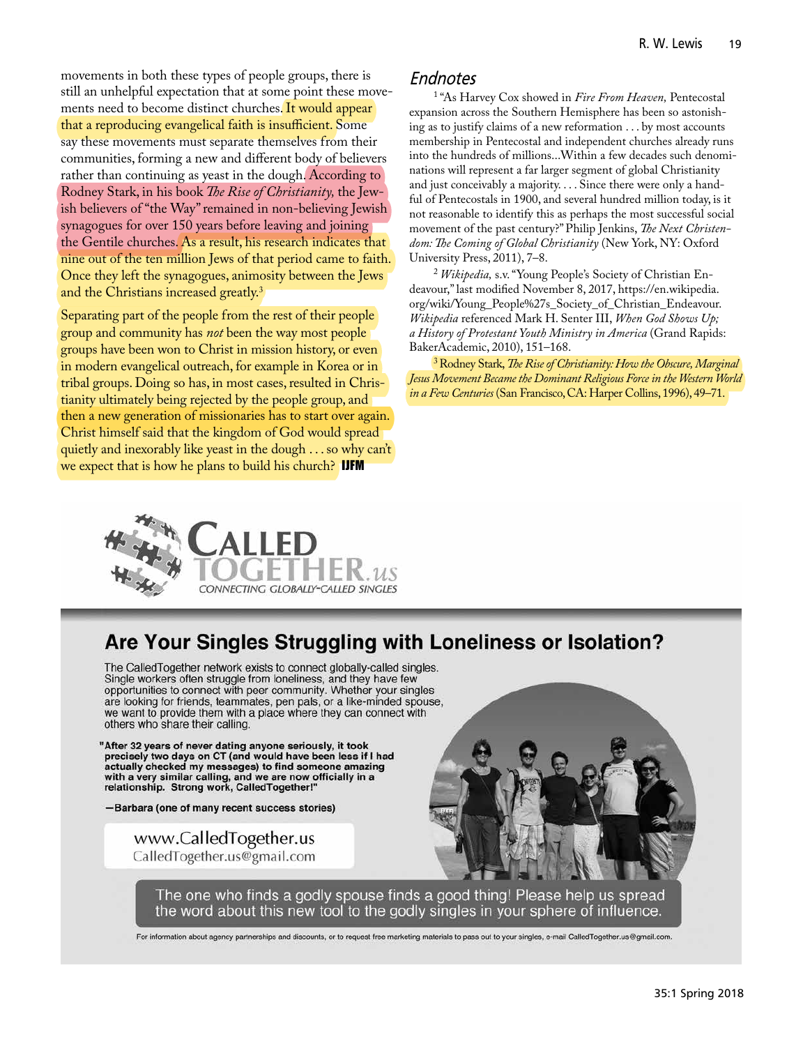movements in both these types of people groups, there is still an unhelpful expectation that at some point these movements need to become distinct churches. It would appear that a reproducing evangelical faith is insufficient. Some say these movements must separate themselves from their communities, forming a new and different body of believers rather than continuing as yeast in the dough. According to Rodney Stark, in his book *The Rise of Christianity,* the Jewish believers of "the Way" remained in non-believing Jewish synagogues for over 150 years before leaving and joining the Gentile churches. As a result, his research indicates that nine out of the ten million Jews of that period came to faith. Once they left the synagogues, animosity between the Jews and the Christians increased greatly.[3]

Separating part of the people from the rest of their people group and community has *not* been the way most people groups have been won to Christ in mission history, or even in modern evangelical outreach, for example in Korea or in tribal groups. Doing so has, in most cases, resulted in Christianity ultimately being rejected by the people group, and then a new generation of missionaries has to start over again. Christ himself said that the kingdom of God would spread quietly and inexorably like yeast in the dough . . . so why can't we expect that is how he plans to build his church? **IJFM**

## *Endnotes*

[1] "As Harvey Cox showed in *Fire From Heaven,* Pentecostal expansion across the Southern Hemisphere has been so astonishing as to justify claims of a new reformation . . . by most accounts membership in Pentecostal and independent churches already runs into the hundreds of millions...Within a few decades such denominations will represent a far larger segment of global Christianity and just conceivably a majority. . . . Since there were only a handful of Pentecostals in 1900, and several hundred million today, is it not reasonable to identify this as perhaps the most successful social movement of the past century?" Philip Jenkins, *The Next Christendom: The Coming of Global Christianity* (New York, NY: Oxford University Press, 2011), 7–8.

[2] *Wikipedia,* s.v. "Young People's Society of Christian Endeavour," last modified November 8, 2017, https://en.wikipedia.org/wiki/Young_People%27s_Society_of_Christian_Endeavour. *Wikipedia* referenced Mark H. Senter III, *When God Shows Up; a History of Protestant Youth Ministry in America* (Grand Rapids: BakerAcademic, 2010), 151–168.

[3] Rodney Stark, *The Rise of Christianity: How the Obscure, Marginal Jesus Movement Became the Dominant Religious Force in the Western World in a Few Centuries* (San Francisco, CA: Harper Collins, 1996), 49–71.

CALLED TOGETHER.us
CONNECTING GLOBALLY-CALLED SINGLES

## Are Your Singles Struggling with Loneliness or Isolation?

The CalledTogether network exists to connect globally-called singles. Single workers often struggle from loneliness, and they have few opportunities to connect with peer community. Whether your singles are looking for friends, teammates, pen pals, or a like-minded spouse, we want to provide them with a place where they can connect with others who share their calling.

**"After 32 years of never dating anyone seriously, it took precisely two days on CT (and would have been less if I had actually checked my messages) to find someone amazing with a very similar calling, and we are now officially in a relationship. Strong work, CalledTogether!"**

**—Barbara (one of many recent success stories)**

www.CalledTogether.us
CalledTogether.us@gmail.com

The one who finds a godly spouse finds a good thing! Please help us spread the word about this new tool to the godly singles in your sphere of influence.

For information about agency partnerships and discounts, or to request free marketing materials to pass out to your singles, e-mail CalledTogether.us@gmail.com.